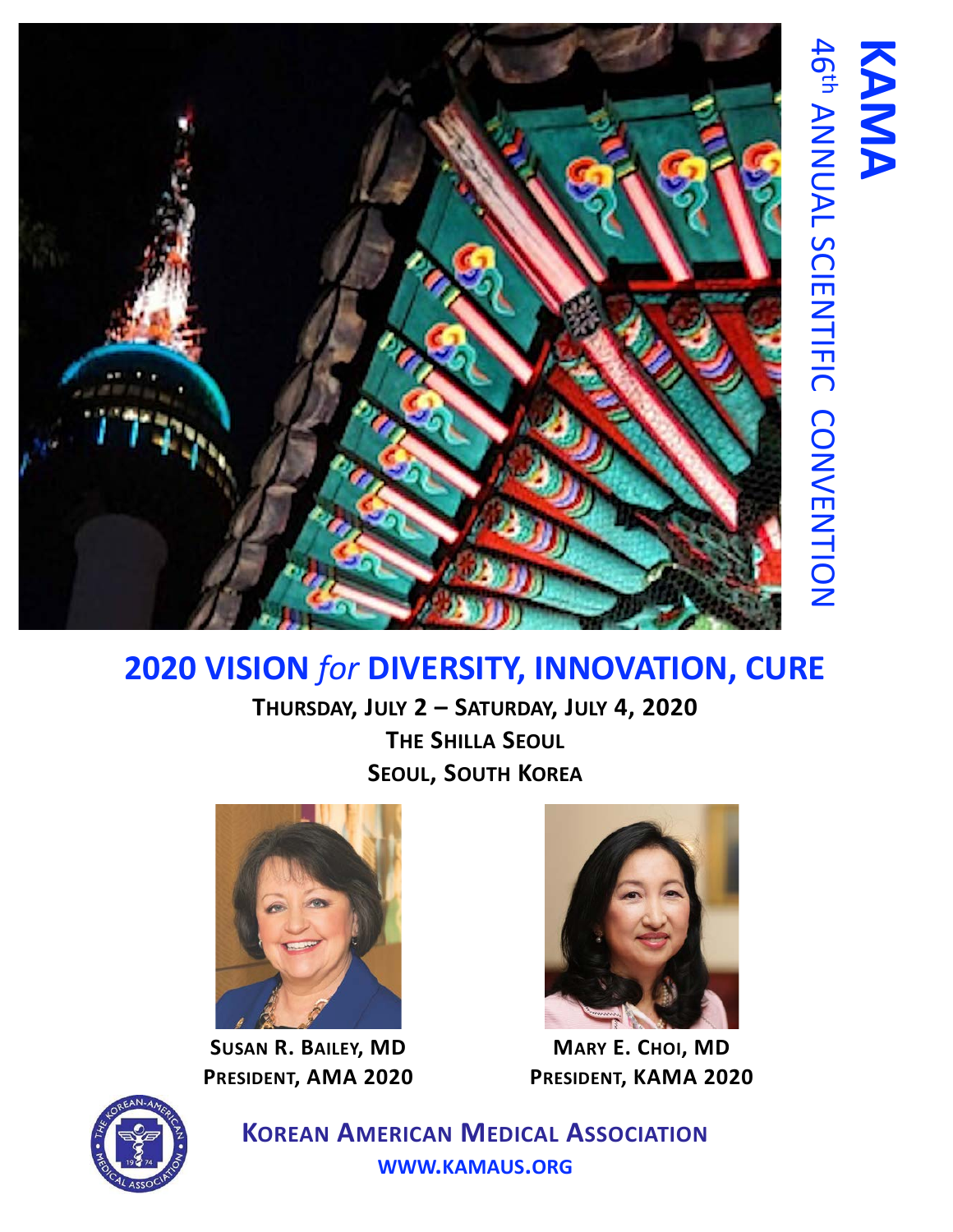# KAMA

## 46th ANNUAL SCIENTIFIC CONVENTION

# 2020 VISION *for* DIVERSITY, INNOVATION, CURE

**THURSDAY, JULY 2 – SATURDAY, JULY 4, 2020**
**THE SHILLA SEOUL**
**SEOUL, SOUTH KOREA**

**SUSAN R. BAILEY, MD**
**PRESIDENT, AMA 2020**

**MARY E. CHOI, MD**
**PRESIDENT, KAMA 2020**

**KOREAN AMERICAN MEDICAL ASSOCIATION**
**WWW.KAMAUS.ORG**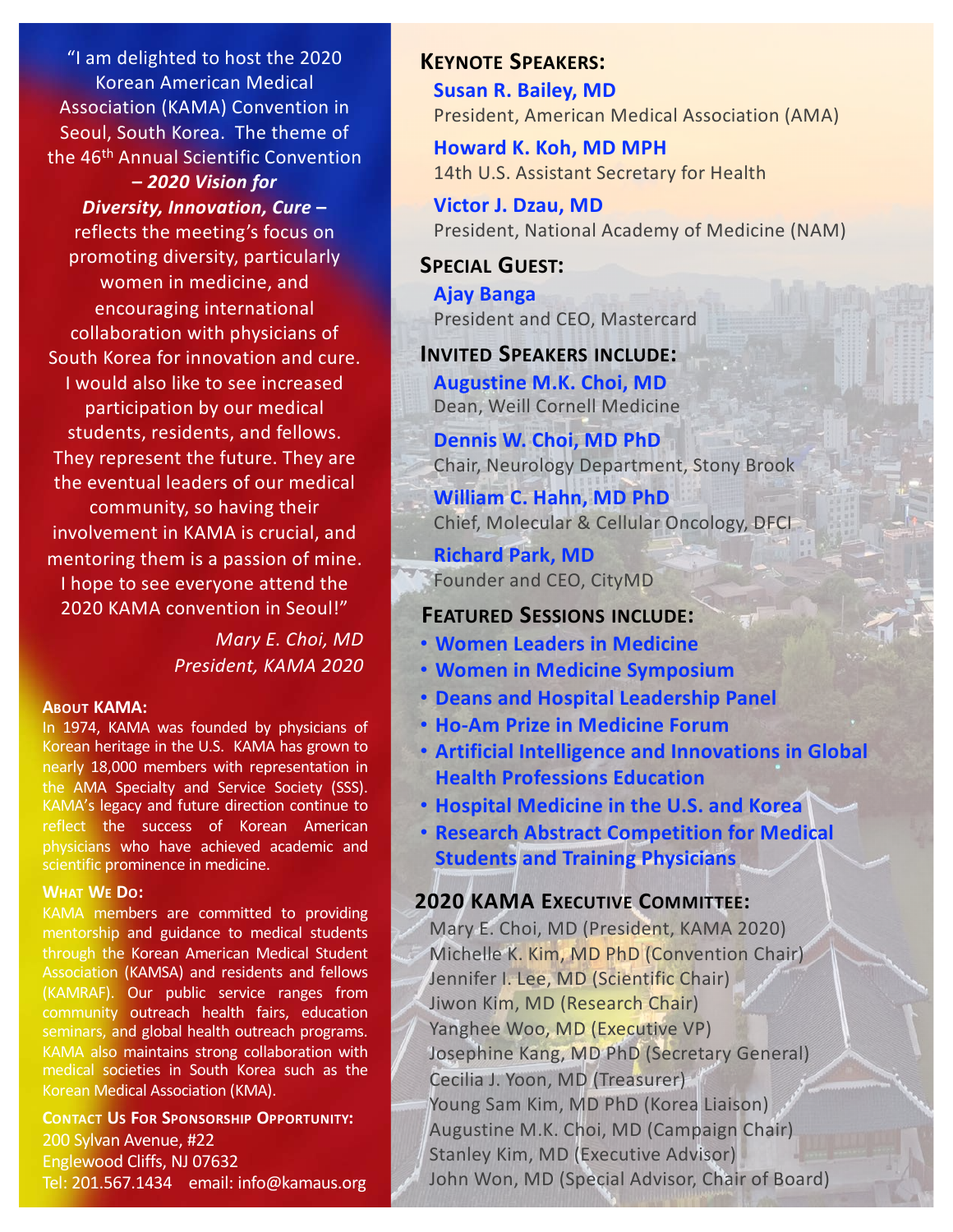"I am delighted to host the 2020 Korean American Medical Association (KAMA) Convention in Seoul, South Korea. The theme of the 46th Annual Scientific Convention ***– 2020 Vision for Diversity, Innovation, Cure –*** reflects the meeting's focus on promoting diversity, particularly women in medicine, and encouraging international collaboration with physicians of South Korea for innovation and cure. I would also like to see increased participation by our medical students, residents, and fellows. They represent the future. They are the eventual leaders of our medical community, so having their involvement in KAMA is crucial, and mentoring them is a passion of mine. I hope to see everyone attend the 2020 KAMA convention in Seoul!"

*Mary E. Choi, MD*
*President, KAMA 2020*

### About KAMA:

In 1974, KAMA was founded by physicians of Korean heritage in the U.S. KAMA has grown to nearly 18,000 members with representation in the AMA Specialty and Service Society (SSS). KAMA's legacy and future direction continue to reflect the success of Korean American physicians who have achieved academic and scientific prominence in medicine.

### What We Do:

KAMA members are committed to providing mentorship and guidance to medical students through the Korean American Medical Student Association (KAMSA) and residents and fellows (KAMRAF). Our public service ranges from community outreach health fairs, education seminars, and global health outreach programs. KAMA also maintains strong collaboration with medical societies in South Korea such as the Korean Medical Association (KMA).

### Contact Us For Sponsorship Opportunity:

200 Sylvan Avenue, #22
Englewood Cliffs, NJ 07632
Tel: 201.567.1434 email: info@kamaus.org

## Keynote Speakers:

**Susan R. Bailey, MD**
President, American Medical Association (AMA)

**Howard K. Koh, MD MPH**
14th U.S. Assistant Secretary for Health

**Victor J. Dzau, MD**
President, National Academy of Medicine (NAM)

## Special Guest:

**Ajay Banga**
President and CEO, Mastercard

## Invited Speakers include:

**Augustine M.K. Choi, MD**
Dean, Weill Cornell Medicine

**Dennis W. Choi, MD PhD**
Chair, Neurology Department, Stony Brook

**William C. Hahn, MD PhD**
Chief, Molecular & Cellular Oncology, DFCI

**Richard Park, MD**
Founder and CEO, CityMD

## Featured Sessions include:

- **Women Leaders in Medicine**
- **Women in Medicine Symposium**
- **Deans and Hospital Leadership Panel**
- **Ho-Am Prize in Medicine Forum**
- **Artificial Intelligence and Innovations in Global Health Professions Education**
- **Hospital Medicine in the U.S. and Korea**
- **Research Abstract Competition for Medical Students and Training Physicians**

## 2020 KAMA Executive Committee:

Mary E. Choi, MD (President, KAMA 2020)
Michelle K. Kim, MD PhD (Convention Chair)
Jennifer I. Lee, MD (Scientific Chair)
Jiwon Kim, MD (Research Chair)
Yanghee Woo, MD (Executive VP)
Josephine Kang, MD PhD (Secretary General)
Cecilia J. Yoon, MD (Treasurer)
Young Sam Kim, MD PhD (Korea Liaison)
Augustine M.K. Choi, MD (Campaign Chair)
Stanley Kim, MD (Executive Advisor)
John Won, MD (Special Advisor, Chair of Board)